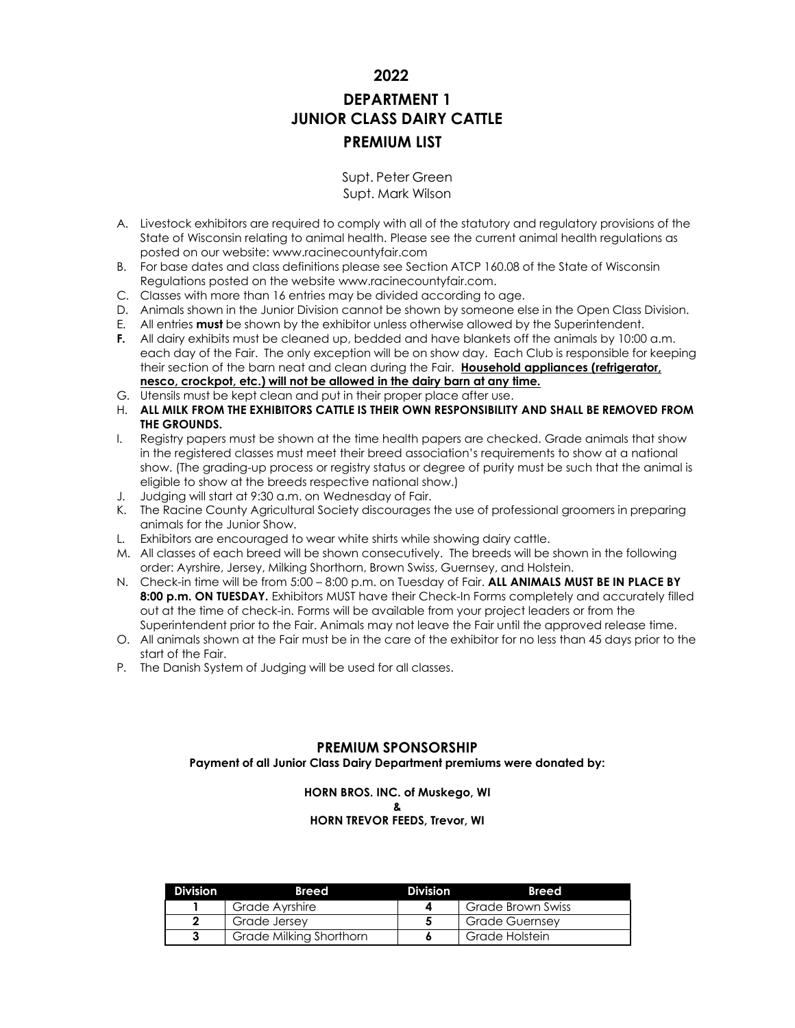# 2022

# DEPARTMENT 1
# JUNIOR CLASS DAIRY CATTLE
# PREMIUM LIST

Supt. Peter Green
Supt. Mark Wilson

A. Livestock exhibitors are required to comply with all of the statutory and regulatory provisions of the State of Wisconsin relating to animal health. Please see the current animal health regulations as posted on our website: www.racinecountyfair.com
B. For base dates and class definitions please see Section ATCP 160.08 of the State of Wisconsin Regulations posted on the website www.racinecountyfair.com.
C. Classes with more than 16 entries may be divided according to age.
D. Animals shown in the Junior Division cannot be shown by someone else in the Open Class Division.
E. All entries **must** be shown by the exhibitor unless otherwise allowed by the Superintendent.
**F.** All dairy exhibits must be cleaned up, bedded and have blankets off the animals by 10:00 a.m. each day of the Fair. The only exception will be on show day. Each Club is responsible for keeping their section of the barn neat and clean during the Fair. **Household appliances (refrigerator, nesco, crockpot, etc.) will not be allowed in the dairy barn at any time.**
G. Utensils must be kept clean and put in their proper place after use.
H. **ALL MILK FROM THE EXHIBITORS CATTLE IS THEIR OWN RESPONSIBILITY AND SHALL BE REMOVED FROM THE GROUNDS.**
I. Registry papers must be shown at the time health papers are checked. Grade animals that show in the registered classes must meet their breed association's requirements to show at a national show. (The grading-up process or registry status or degree of purity must be such that the animal is eligible to show at the breeds respective national show.)
J. Judging will start at 9:30 a.m. on Wednesday of Fair.
K. The Racine County Agricultural Society discourages the use of professional groomers in preparing animals for the Junior Show.
L. Exhibitors are encouraged to wear white shirts while showing dairy cattle.
M. All classes of each breed will be shown consecutively. The breeds will be shown in the following order: Ayrshire, Jersey, Milking Shorthorn, Brown Swiss, Guernsey, and Holstein.
N. Check-in time will be from 5:00 – 8:00 p.m. on Tuesday of Fair. **ALL ANIMALS MUST BE IN PLACE BY 8:00 p.m. ON TUESDAY.** Exhibitors MUST have their Check-In Forms completely and accurately filled out at the time of check-in. Forms will be available from your project leaders or from the Superintendent prior to the Fair. Animals may not leave the Fair until the approved release time.
O. All animals shown at the Fair must be in the care of the exhibitor for no less than 45 days prior to the start of the Fair.
P. The Danish System of Judging will be used for all classes.

## PREMIUM SPONSORSHIP

**Payment of all Junior Class Dairy Department premiums were donated by:**

**HORN BROS. INC. of Muskego, WI**
**&**
**HORN TREVOR FEEDS, Trevor, WI**

| Division | Breed | Division | Breed |
|---|---|---|---|
| **1** | Grade Ayrshire | **4** | Grade Brown Swiss |
| **2** | Grade Jersey | **5** | Grade Guernsey |
| **3** | Grade Milking Shorthorn | **6** | Grade Holstein |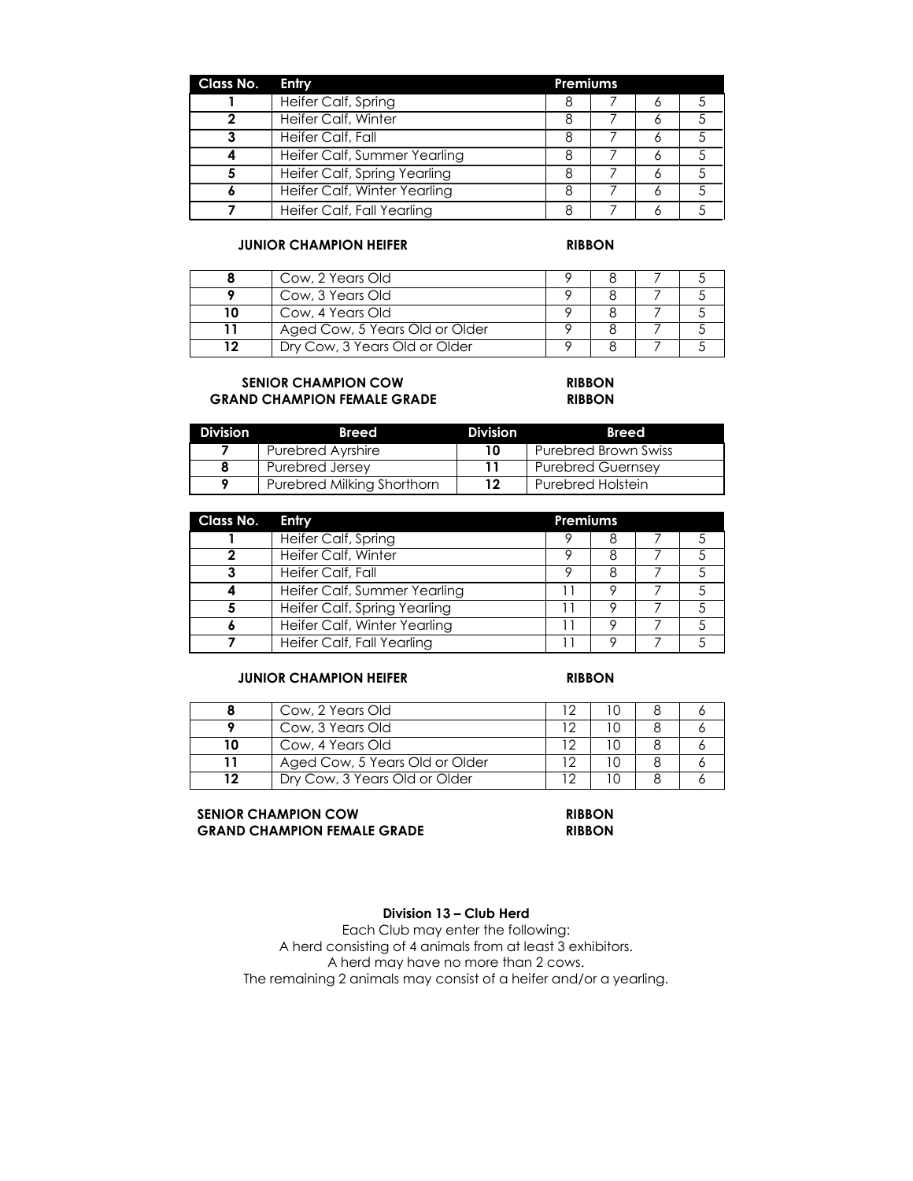| Class No. | Entry | Premiums | | | |
|---|---|---|---|---|---|
| 1 | Heifer Calf, Spring | 8 | 7 | 6 | 5 |
| 2 | Heifer Calf, Winter | 8 | 7 | 6 | 5 |
| 3 | Heifer Calf, Fall | 8 | 7 | 6 | 5 |
| 4 | Heifer Calf, Summer Yearling | 8 | 7 | 6 | 5 |
| 5 | Heifer Calf, Spring Yearling | 8 | 7 | 6 | 5 |
| 6 | Heifer Calf, Winter Yearling | 8 | 7 | 6 | 5 |
| 7 | Heifer Calf, Fall Yearling | 8 | 7 | 6 | 5 |

**JUNIOR CHAMPION HEIFER** **RIBBON**

| | | | | | |
|---|---|---|---|---|---|
| 8 | Cow, 2 Years Old | 9 | 8 | 7 | 5 |
| 9 | Cow, 3 Years Old | 9 | 8 | 7 | 5 |
| 10 | Cow, 4 Years Old | 9 | 8 | 7 | 5 |
| 11 | Aged Cow, 5 Years Old or Older | 9 | 8 | 7 | 5 |
| 12 | Dry Cow, 3 Years Old or Older | 9 | 8 | 7 | 5 |

**SENIOR CHAMPION COW** **RIBBON**
**GRAND CHAMPION FEMALE GRADE** **RIBBON**

| Division | Breed | Division | Breed |
|---|---|---|---|
| 7 | Purebred Ayrshire | 10 | Purebred Brown Swiss |
| 8 | Purebred Jersey | 11 | Purebred Guernsey |
| 9 | Purebred Milking Shorthorn | 12 | Purebred Holstein |

| Class No. | Entry | Premiums | | | |
|---|---|---|---|---|---|
| 1 | Heifer Calf, Spring | 9 | 8 | 7 | 5 |
| 2 | Heifer Calf, Winter | 9 | 8 | 7 | 5 |
| 3 | Heifer Calf, Fall | 9 | 8 | 7 | 5 |
| 4 | Heifer Calf, Summer Yearling | 11 | 9 | 7 | 5 |
| 5 | Heifer Calf, Spring Yearling | 11 | 9 | 7 | 5 |
| 6 | Heifer Calf, Winter Yearling | 11 | 9 | 7 | 5 |
| 7 | Heifer Calf, Fall Yearling | 11 | 9 | 7 | 5 |

**JUNIOR CHAMPION HEIFER** **RIBBON**

| | | | | | |
|---|---|---|---|---|---|
| 8 | Cow, 2 Years Old | 12 | 10 | 8 | 6 |
| 9 | Cow, 3 Years Old | 12 | 10 | 8 | 6 |
| 10 | Cow, 4 Years Old | 12 | 10 | 8 | 6 |
| 11 | Aged Cow, 5 Years Old or Older | 12 | 10 | 8 | 6 |
| 12 | Dry Cow, 3 Years Old or Older | 12 | 10 | 8 | 6 |

**SENIOR CHAMPION COW** **RIBBON**
**GRAND CHAMPION FEMALE GRADE** **RIBBON**

**Division 13 – Club Herd**

Each Club may enter the following:
A herd consisting of 4 animals from at least 3 exhibitors.
A herd may have no more than 2 cows.
The remaining 2 animals may consist of a heifer and/or a yearling.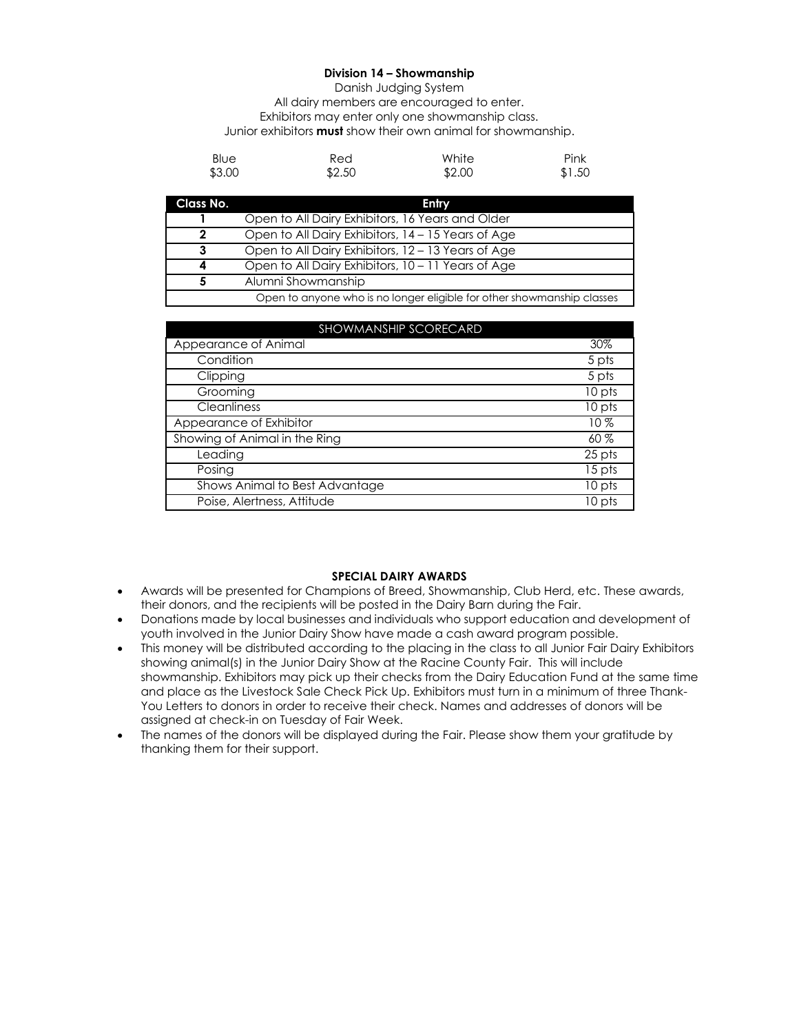## Division 14 – Showmanship

Danish Judging System
All dairy members are encouraged to enter.
Exhibitors may enter only one showmanship class.
Junior exhibitors **must** show their own animal for showmanship.

| Blue | Red | White | Pink |
|---|---|---|---|
| $3.00 | $2.50 | $2.00 | $1.50 |

| Class No. | Entry |
|---|---|
| **1** | Open to All Dairy Exhibitors, 16 Years and Older |
| **2** | Open to All Dairy Exhibitors, 14 – 15 Years of Age |
| **3** | Open to All Dairy Exhibitors, 12 – 13 Years of Age |
| **4** | Open to All Dairy Exhibitors, 10 – 11 Years of Age |
| **5** | Alumni Showmanship |
| | Open to anyone who is no longer eligible for other showmanship classes |

| SHOWMANSHIP SCORECARD | |
|---|---|
| Appearance of Animal | 30% |
| Condition | 5 pts |
| Clipping | 5 pts |
| Grooming | 10 pts |
| Cleanliness | 10 pts |
| Appearance of Exhibitor | 10 % |
| Showing of Animal in the Ring | 60 % |
| Leading | 25 pts |
| Posing | 15 pts |
| Shows Animal to Best Advantage | 10 pts |
| Poise, Alertness, Attitude | 10 pts |

### SPECIAL DAIRY AWARDS

- Awards will be presented for Champions of Breed, Showmanship, Club Herd, etc. These awards, their donors, and the recipients will be posted in the Dairy Barn during the Fair.
- Donations made by local businesses and individuals who support education and development of youth involved in the Junior Dairy Show have made a cash award program possible.
- This money will be distributed according to the placing in the class to all Junior Fair Dairy Exhibitors showing animal(s) in the Junior Dairy Show at the Racine County Fair. This will include showmanship. Exhibitors may pick up their checks from the Dairy Education Fund at the same time and place as the Livestock Sale Check Pick Up. Exhibitors must turn in a minimum of three Thank-You Letters to donors in order to receive their check. Names and addresses of donors will be assigned at check-in on Tuesday of Fair Week.
- The names of the donors will be displayed during the Fair. Please show them your gratitude by thanking them for their support.